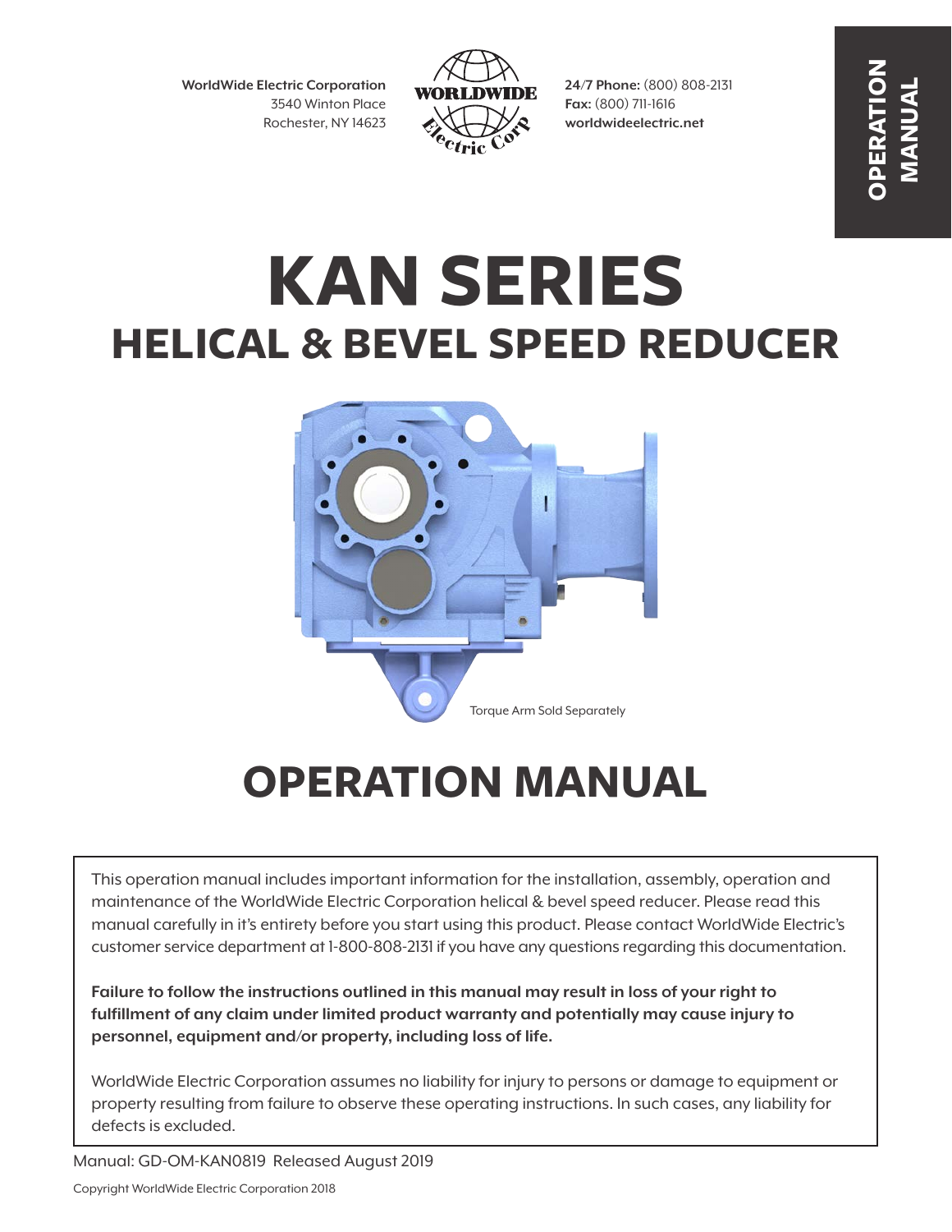**WorldWide Electric Corporation**
3540 Winton Place
Rochester, NY 14623

**24/7 Phone:** (800) 808-2131
**Fax:** (800) 711-1616
**worldwideelectric.net**

**OPERATION MANUAL**

# KAN SERIES

## HELICAL & BEVEL SPEED REDUCER

Torque Arm Sold Separately

# OPERATION MANUAL

This operation manual includes important information for the installation, assembly, operation and maintenance of the WorldWide Electric Corporation helical & bevel speed reducer. Please read this manual carefully in it's entirety before you start using this product. Please contact WorldWide Electric's customer service department at 1-800-808-2131 if you have any questions regarding this documentation.

**Failure to follow the instructions outlined in this manual may result in loss of your right to fulfillment of any claim under limited product warranty and potentially may cause injury to personnel, equipment and/or property, including loss of life.**

WorldWide Electric Corporation assumes no liability for injury to persons or damage to equipment or property resulting from failure to observe these operating instructions. In such cases, any liability for defects is excluded.

Manual: GD-OM-KAN0819 Released August 2019

Copyright WorldWide Electric Corporation 2018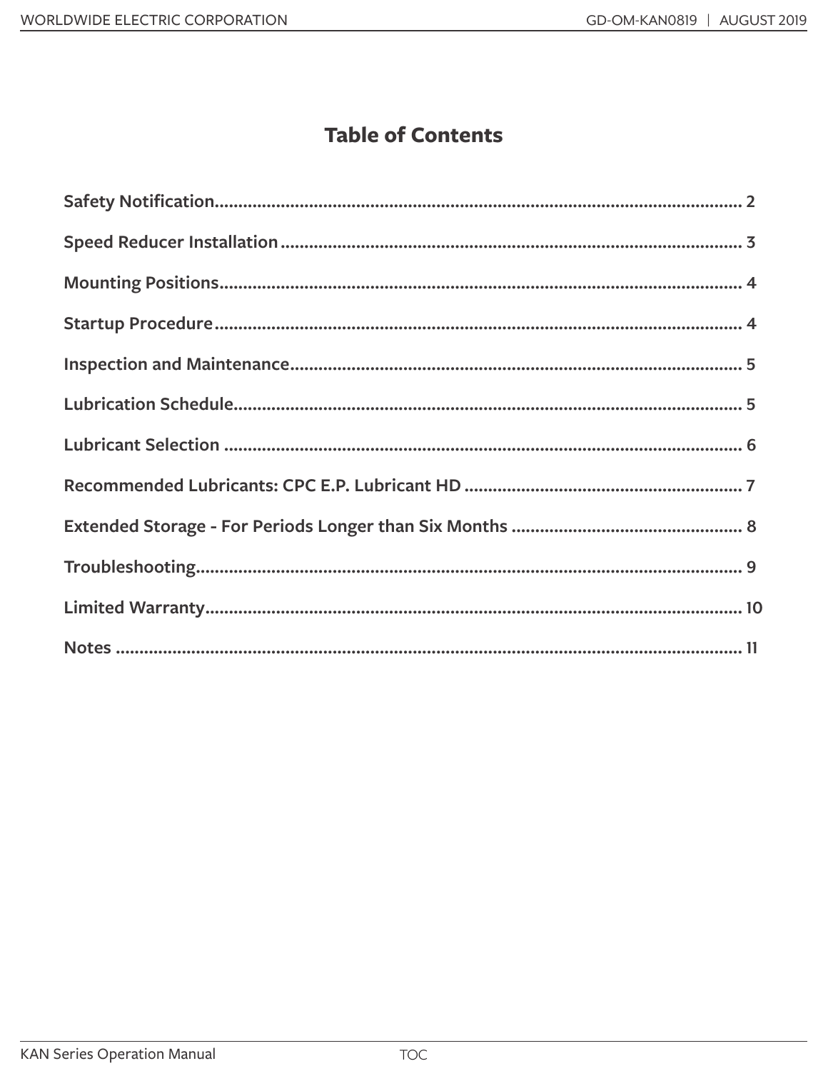# Table of Contents

| Section | Page |
| --- | --- |
| Safety Notification | 2 |
| Speed Reducer Installation | 3 |
| Mounting Positions | 4 |
| Startup Procedure | 4 |
| Inspection and Maintenance | 5 |
| Lubrication Schedule | 5 |
| Lubricant Selection | 6 |
| Recommended Lubricants: CPC E.P. Lubricant HD | 7 |
| Extended Storage - For Periods Longer than Six Months | 8 |
| Troubleshooting | 9 |
| Limited Warranty | 10 |
| Notes | 11 |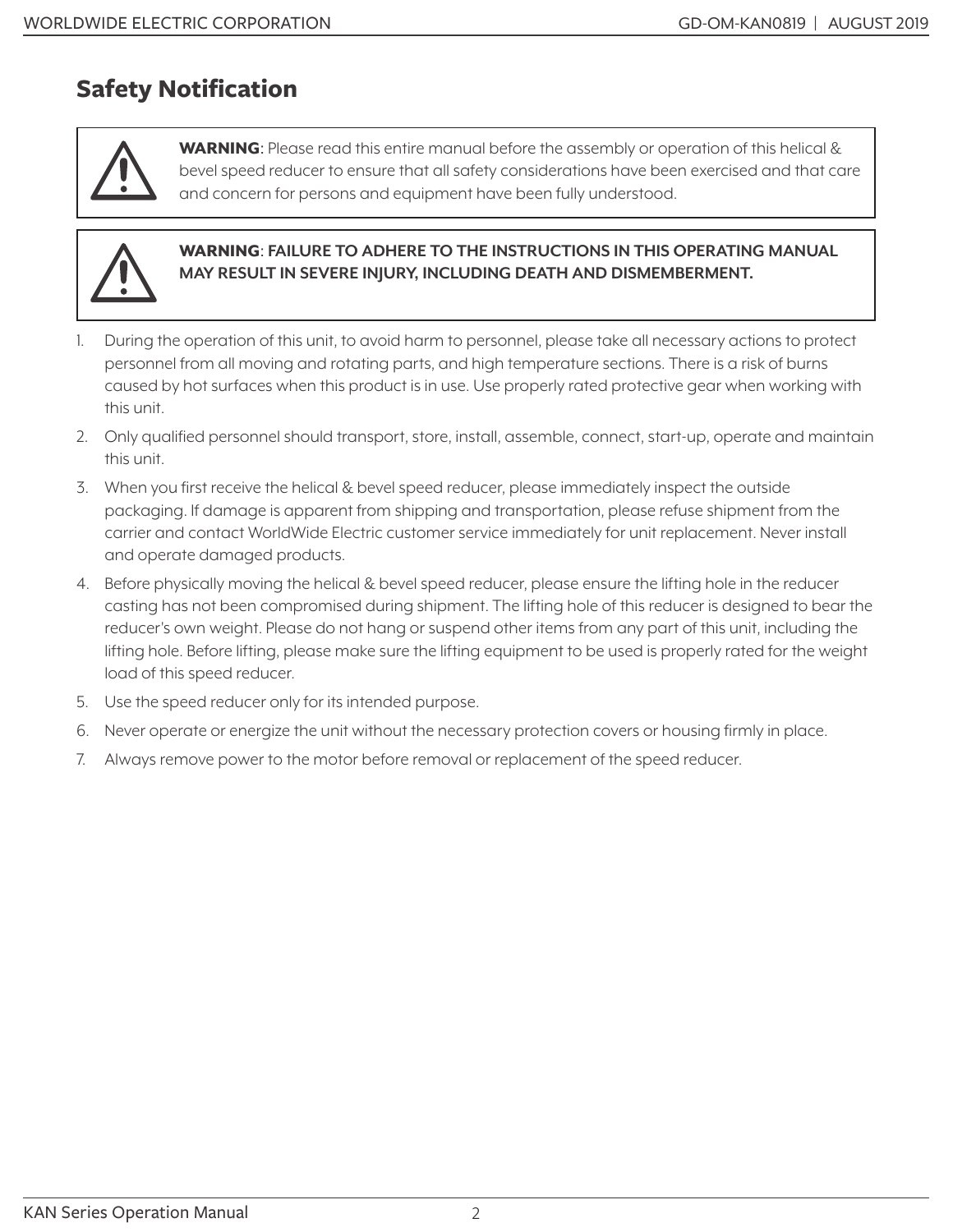## Safety Notification

**WARNING**: Please read this entire manual before the assembly or operation of this helical & bevel speed reducer to ensure that all safety considerations have been exercised and that care and concern for persons and equipment have been fully understood.

**WARNING**: **FAILURE TO ADHERE TO THE INSTRUCTIONS IN THIS OPERATING MANUAL MAY RESULT IN SEVERE INJURY, INCLUDING DEATH AND DISMEMBERMENT.**

1. During the operation of this unit, to avoid harm to personnel, please take all necessary actions to protect personnel from all moving and rotating parts, and high temperature sections. There is a risk of burns caused by hot surfaces when this product is in use. Use properly rated protective gear when working with this unit.
2. Only qualified personnel should transport, store, install, assemble, connect, start-up, operate and maintain this unit.
3. When you first receive the helical & bevel speed reducer, please immediately inspect the outside packaging. If damage is apparent from shipping and transportation, please refuse shipment from the carrier and contact WorldWide Electric customer service immediately for unit replacement. Never install and operate damaged products.
4. Before physically moving the helical & bevel speed reducer, please ensure the lifting hole in the reducer casting has not been compromised during shipment. The lifting hole of this reducer is designed to bear the reducer's own weight. Please do not hang or suspend other items from any part of this unit, including the lifting hole. Before lifting, please make sure the lifting equipment to be used is properly rated for the weight load of this speed reducer.
5. Use the speed reducer only for its intended purpose.
6. Never operate or energize the unit without the necessary protection covers or housing firmly in place.
7. Always remove power to the motor before removal or replacement of the speed reducer.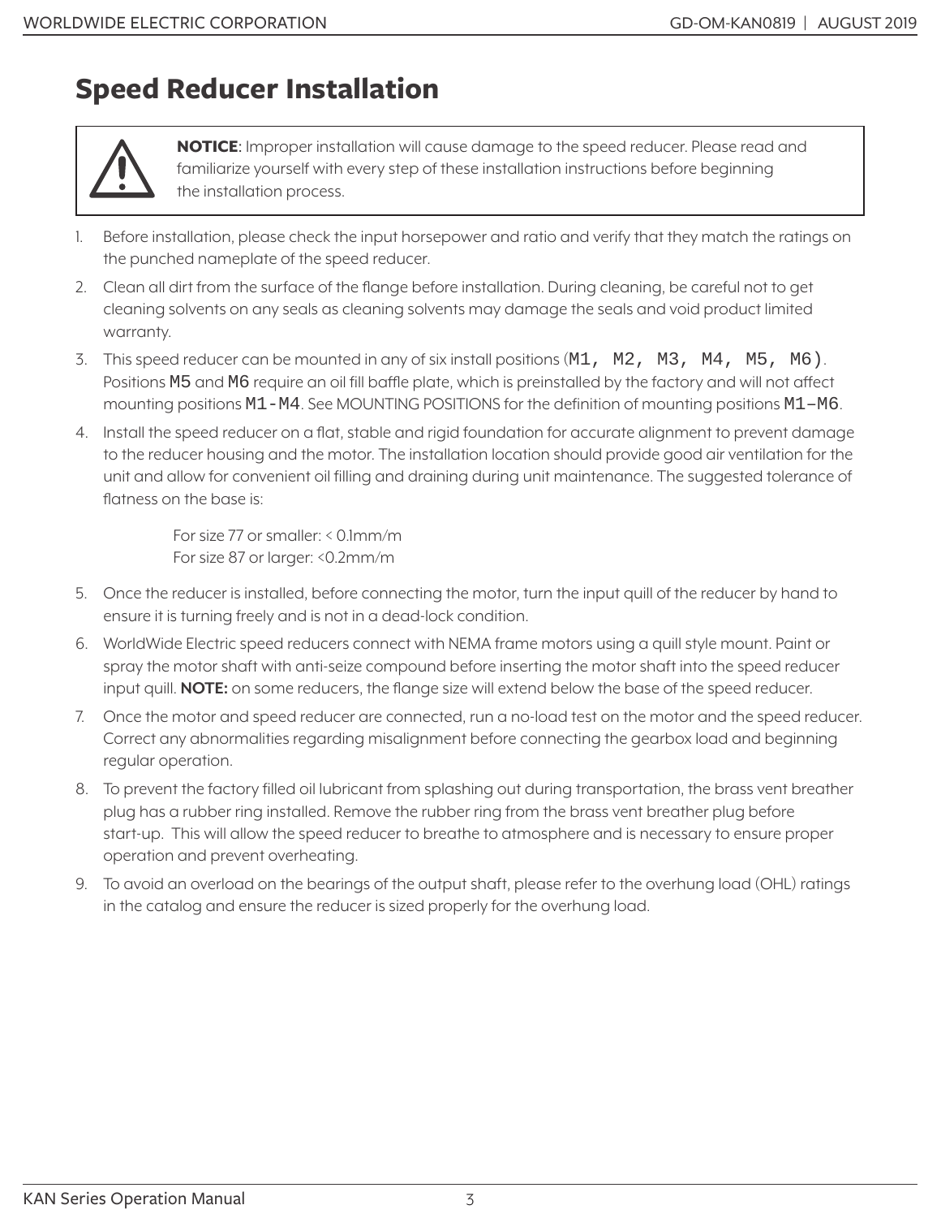# Speed Reducer Installation

> **NOTICE**: Improper installation will cause damage to the speed reducer. Please read and familiarize yourself with every step of these installation instructions before beginning the installation process.

1. Before installation, please check the input horsepower and ratio and verify that they match the ratings on the punched nameplate of the speed reducer.
2. Clean all dirt from the surface of the flange before installation. During cleaning, be careful not to get cleaning solvents on any seals as cleaning solvents may damage the seals and void product limited warranty.
3. This speed reducer can be mounted in any of six install positions (M1, M2, M3, M4, M5, M6). Positions M5 and M6 require an oil fill baffle plate, which is preinstalled by the factory and will not affect mounting positions M1-M4. See MOUNTING POSITIONS for the definition of mounting positions M1–M6.
4. Install the speed reducer on a flat, stable and rigid foundation for accurate alignment to prevent damage to the reducer housing and the motor. The installation location should provide good air ventilation for the unit and allow for convenient oil filling and draining during unit maintenance. The suggested tolerance of flatness on the base is:

   For size 77 or smaller: < 0.1mm/m
   For size 87 or larger: <0.2mm/m

5. Once the reducer is installed, before connecting the motor, turn the input quill of the reducer by hand to ensure it is turning freely and is not in a dead-lock condition.
6. WorldWide Electric speed reducers connect with NEMA frame motors using a quill style mount. Paint or spray the motor shaft with anti-seize compound before inserting the motor shaft into the speed reducer input quill. **NOTE:** on some reducers, the flange size will extend below the base of the speed reducer.
7. Once the motor and speed reducer are connected, run a no-load test on the motor and the speed reducer. Correct any abnormalities regarding misalignment before connecting the gearbox load and beginning regular operation.
8. To prevent the factory filled oil lubricant from splashing out during transportation, the brass vent breather plug has a rubber ring installed. Remove the rubber ring from the brass vent breather plug before start-up. This will allow the speed reducer to breathe to atmosphere and is necessary to ensure proper operation and prevent overheating.
9. To avoid an overload on the bearings of the output shaft, please refer to the overhung load (OHL) ratings in the catalog and ensure the reducer is sized properly for the overhung load.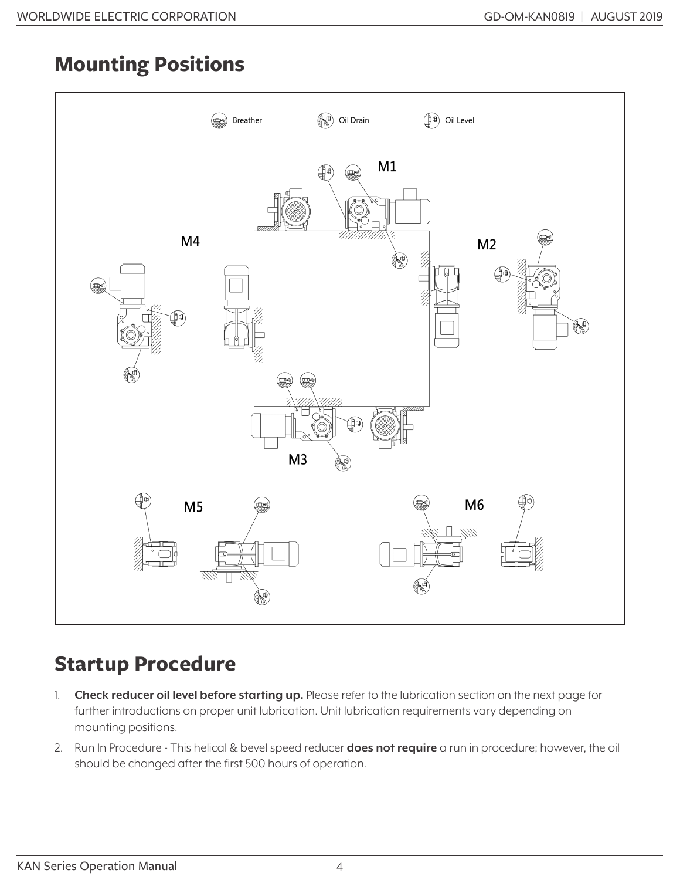## Mounting Positions

Breather    Oil Drain    Oil Level

M1

M4

M2

M3

M5

M6

## Startup Procedure

1. **Check reducer oil level before starting up.** Please refer to the lubrication section on the next page for further introductions on proper unit lubrication. Unit lubrication requirements vary depending on mounting positions.
2. Run In Procedure - This helical & bevel speed reducer **does not require** a run in procedure; however, the oil should be changed after the first 500 hours of operation.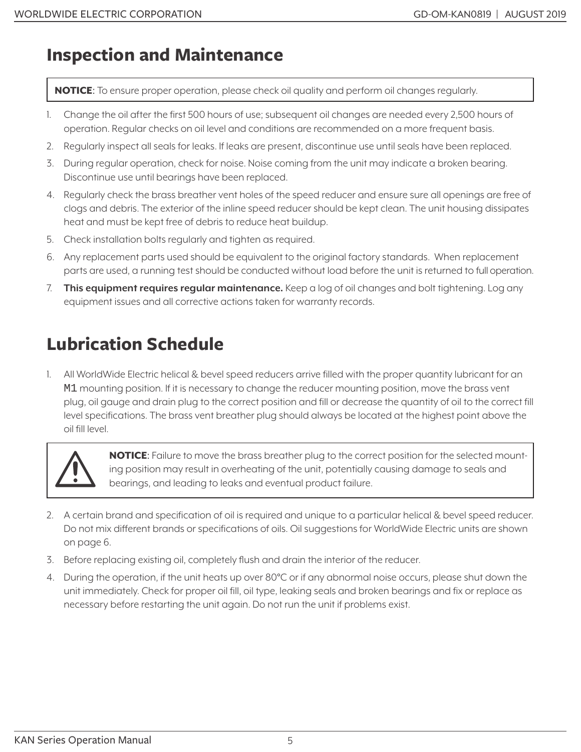## Inspection and Maintenance

> **NOTICE**: To ensure proper operation, please check oil quality and perform oil changes regularly.

1. Change the oil after the first 500 hours of use; subsequent oil changes are needed every 2,500 hours of operation. Regular checks on oil level and conditions are recommended on a more frequent basis.
2. Regularly inspect all seals for leaks. If leaks are present, discontinue use until seals have been replaced.
3. During regular operation, check for noise. Noise coming from the unit may indicate a broken bearing. Discontinue use until bearings have been replaced.
4. Regularly check the brass breather vent holes of the speed reducer and ensure sure all openings are free of clogs and debris. The exterior of the inline speed reducer should be kept clean. The unit housing dissipates heat and must be kept free of debris to reduce heat buildup.
5. Check installation bolts regularly and tighten as required.
6. Any replacement parts used should be equivalent to the original factory standards. When replacement parts are used, a running test should be conducted without load before the unit is returned to full operation.
7. **This equipment requires regular maintenance.** Keep a log of oil changes and bolt tightening. Log any equipment issues and all corrective actions taken for warranty records.

## Lubrication Schedule

1. All WorldWide Electric helical & bevel speed reducers arrive filled with the proper quantity lubricant for an M1 mounting position. If it is necessary to change the reducer mounting position, move the brass vent plug, oil gauge and drain plug to the correct position and fill or decrease the quantity of oil to the correct fill level specifications. The brass vent breather plug should always be located at the highest point above the oil fill level.

> **NOTICE**: Failure to move the brass breather plug to the correct position for the selected mounting position may result in overheating of the unit, potentially causing damage to seals and bearings, and leading to leaks and eventual product failure.

2. A certain brand and specification of oil is required and unique to a particular helical & bevel speed reducer. Do not mix different brands or specifications of oils. Oil suggestions for WorldWide Electric units are shown on page 6.
3. Before replacing existing oil, completely flush and drain the interior of the reducer.
4. During the operation, if the unit heats up over 80°C or if any abnormal noise occurs, please shut down the unit immediately. Check for proper oil fill, oil type, leaking seals and broken bearings and fix or replace as necessary before restarting the unit again. Do not run the unit if problems exist.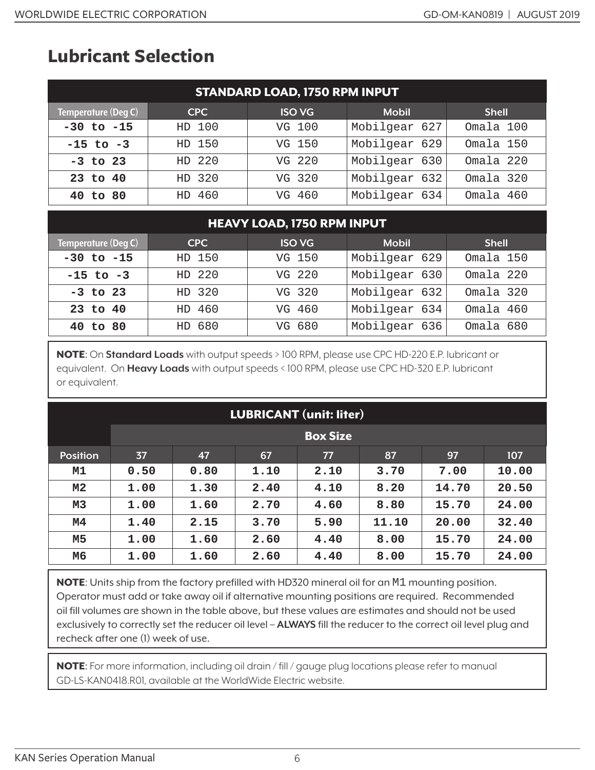## Lubricant Selection

| STANDARD LOAD, 1750 RPM INPUT | | | | |
|---|---|---|---|---|
| **Temperature (Deg C)** | **CPC** | **ISO VG** | **Mobil** | **Shell** |
| **-30 to -15** | HD 100 | VG 100 | Mobilgear 627 | Omala 100 |
| **-15 to -3** | HD 150 | VG 150 | Mobilgear 629 | Omala 150 |
| **-3 to 23** | HD 220 | VG 220 | Mobilgear 630 | Omala 220 |
| **23 to 40** | HD 320 | VG 320 | Mobilgear 632 | Omala 320 |
| **40 to 80** | HD 460 | VG 460 | Mobilgear 634 | Omala 460 |

| HEAVY LOAD, 1750 RPM INPUT | | | | |
|---|---|---|---|---|
| **Temperature (Deg C)** | **CPC** | **ISO VG** | **Mobil** | **Shell** |
| **-30 to -15** | HD 150 | VG 150 | Mobilgear 629 | Omala 150 |
| **-15 to -3** | HD 220 | VG 220 | Mobilgear 630 | Omala 220 |
| **-3 to 23** | HD 320 | VG 320 | Mobilgear 632 | Omala 320 |
| **23 to 40** | HD 460 | VG 460 | Mobilgear 634 | Omala 460 |
| **40 to 80** | HD 680 | VG 680 | Mobilgear 636 | Omala 680 |

**NOTE**: On **Standard Loads** with output speeds > 100 RPM, please use CPC HD-220 E.P. lubricant or equivalent. On **Heavy Loads** with output speeds < 100 RPM, please use CPC HD-320 E.P. lubricant or equivalent.

| LUBRICANT (unit: liter) | | | | | | | |
|---|---|---|---|---|---|---|---|
| | **Box Size** | | | | | | |
| **Position** | **37** | **47** | **67** | **77** | **87** | **97** | **107** |
| **M1** | **0.50** | **0.80** | **1.10** | **2.10** | **3.70** | **7.00** | **10.00** |
| **M2** | **1.00** | **1.30** | **2.40** | **4.10** | **8.20** | **14.70** | **20.50** |
| **M3** | **1.00** | **1.60** | **2.70** | **4.60** | **8.80** | **15.70** | **24.00** |
| **M4** | **1.40** | **2.15** | **3.70** | **5.90** | **11.10** | **20.00** | **32.40** |
| **M5** | **1.00** | **1.60** | **2.60** | **4.40** | **8.00** | **15.70** | **24.00** |
| **M6** | **1.00** | **1.60** | **2.60** | **4.40** | **8.00** | **15.70** | **24.00** |

**NOTE**: Units ship from the factory prefilled with HD320 mineral oil for an M1 mounting position. Operator must add or take away oil if alternative mounting positions are required. Recommended oil fill volumes are shown in the table above, but these values are estimates and should not be used exclusively to correctly set the reducer oil level – **ALWAYS** fill the reducer to the correct oil level plug and recheck after one (1) week of use.

**NOTE**: For more information, including oil drain / fill / gauge plug locations please refer to manual GD-LS-KAN0418.R01, available at the WorldWide Electric website.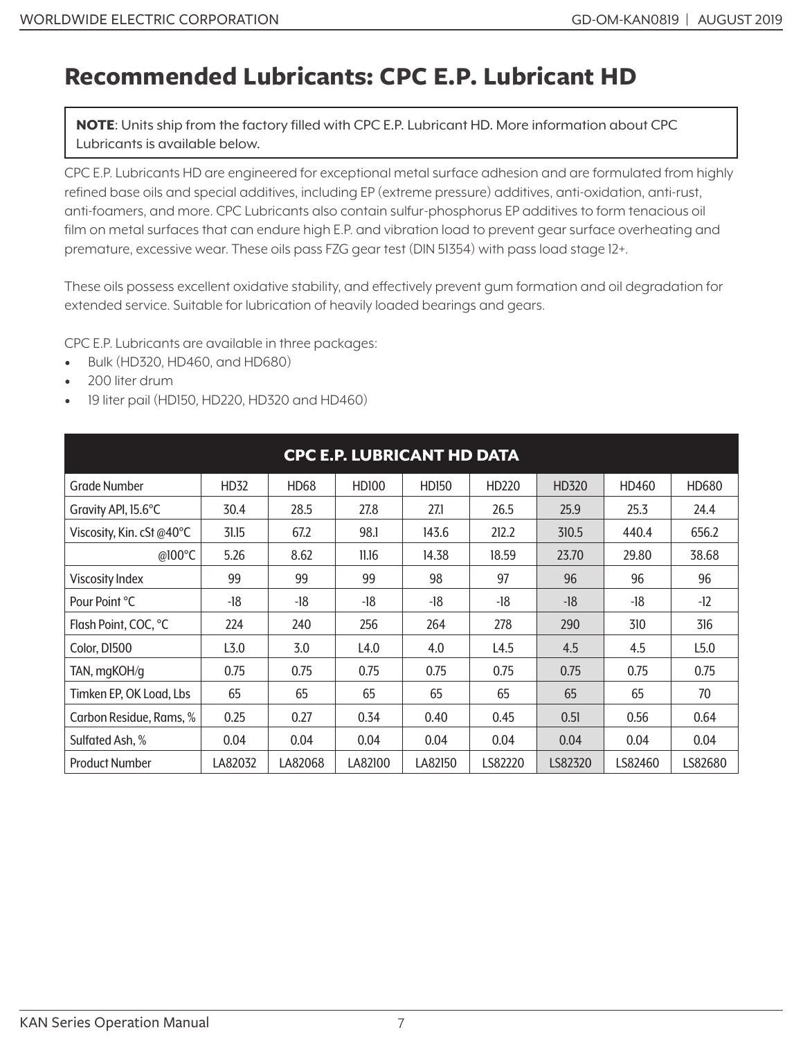# Recommended Lubricants: CPC E.P. Lubricant HD

> **NOTE**: Units ship from the factory filled with CPC E.P. Lubricant HD. More information about CPC Lubricants is available below.

CPC E.P. Lubricants HD are engineered for exceptional metal surface adhesion and are formulated from highly refined base oils and special additives, including EP (extreme pressure) additives, anti-oxidation, anti-rust, anti-foamers, and more. CPC Lubricants also contain sulfur-phosphorus EP additives to form tenacious oil film on metal surfaces that can endure high E.P. and vibration load to prevent gear surface overheating and premature, excessive wear. These oils pass FZG gear test (DIN 51354) with pass load stage 12+.

These oils possess excellent oxidative stability, and effectively prevent gum formation and oil degradation for extended service. Suitable for lubrication of heavily loaded bearings and gears.

CPC E.P. Lubricants are available in three packages:

- Bulk (HD320, HD460, and HD680)
- 200 liter drum
- 19 liter pail (HD150, HD220, HD320 and HD460)

**CPC E.P. LUBRICANT HD DATA**

| Grade Number | HD32 | HD68 | HD100 | HD150 | HD220 | HD320 | HD460 | HD680 |
|---|---|---|---|---|---|---|---|---|
| Gravity API, 15.6°C | 30.4 | 28.5 | 27.8 | 27.1 | 26.5 | 25.9 | 25.3 | 24.4 |
| Viscosity, Kin. cSt @40°C | 31.15 | 67.2 | 98.1 | 143.6 | 212.2 | 310.5 | 440.4 | 656.2 |
| @100°C | 5.26 | 8.62 | 11.16 | 14.38 | 18.59 | 23.70 | 29.80 | 38.68 |
| Viscosity Index | 99 | 99 | 99 | 98 | 97 | 96 | 96 | 96 |
| Pour Point °C | -18 | -18 | -18 | -18 | -18 | -18 | -18 | -12 |
| Flash Point, COC, °C | 224 | 240 | 256 | 264 | 278 | 290 | 310 | 316 |
| Color, D1500 | L3.0 | 3.0 | L4.0 | 4.0 | L4.5 | 4.5 | 4.5 | L5.0 |
| TAN, mgKOH/g | 0.75 | 0.75 | 0.75 | 0.75 | 0.75 | 0.75 | 0.75 | 0.75 |
| Timken EP, OK Load, Lbs | 65 | 65 | 65 | 65 | 65 | 65 | 65 | 70 |
| Carbon Residue, Rams, % | 0.25 | 0.27 | 0.34 | 0.40 | 0.45 | 0.51 | 0.56 | 0.64 |
| Sulfated Ash, % | 0.04 | 0.04 | 0.04 | 0.04 | 0.04 | 0.04 | 0.04 | 0.04 |
| Product Number | LA82032 | LA82068 | LA82100 | LA82150 | LS82220 | LS82320 | LS82460 | LS82680 |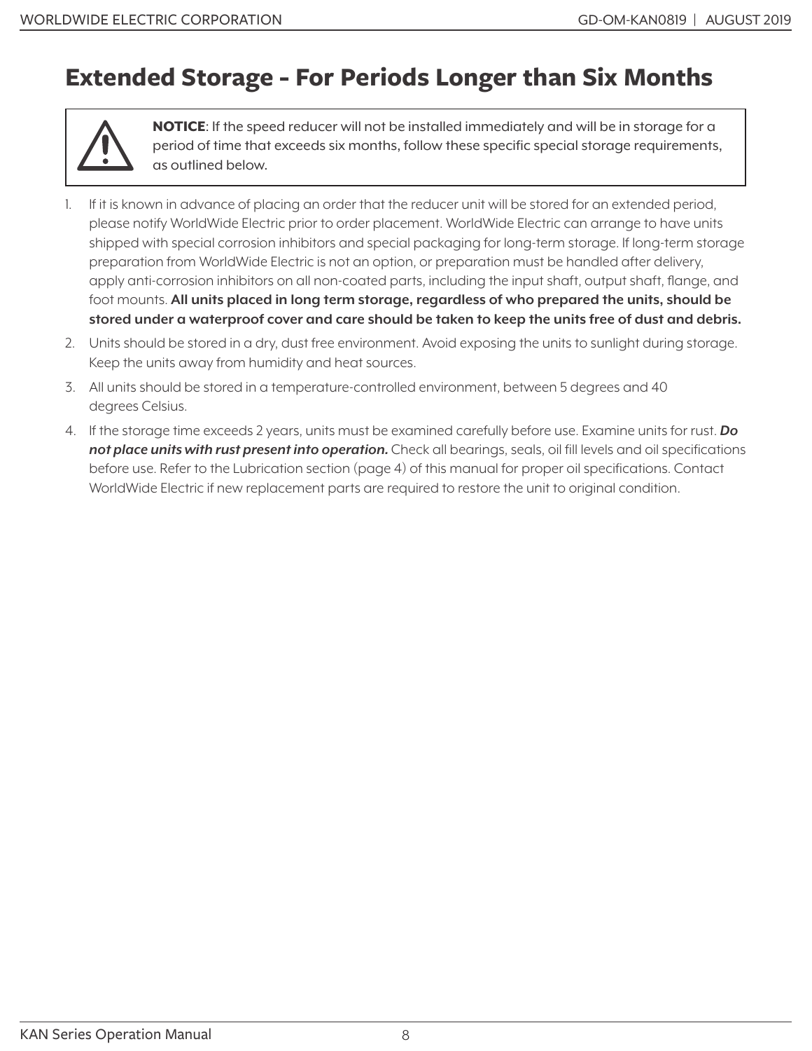# Extended Storage - For Periods Longer than Six Months

> ⚠ **NOTICE**: If the speed reducer will not be installed immediately and will be in storage for a period of time that exceeds six months, follow these specific special storage requirements, as outlined below.

1. If it is known in advance of placing an order that the reducer unit will be stored for an extended period, please notify WorldWide Electric prior to order placement. WorldWide Electric can arrange to have units shipped with special corrosion inhibitors and special packaging for long-term storage. If long-term storage preparation from WorldWide Electric is not an option, or preparation must be handled after delivery, apply anti-corrosion inhibitors on all non-coated parts, including the input shaft, output shaft, flange, and foot mounts. **All units placed in long term storage, regardless of who prepared the units, should be stored under a waterproof cover and care should be taken to keep the units free of dust and debris.**
2. Units should be stored in a dry, dust free environment. Avoid exposing the units to sunlight during storage. Keep the units away from humidity and heat sources.
3. All units should be stored in a temperature-controlled environment, between 5 degrees and 40 degrees Celsius.
4. If the storage time exceeds 2 years, units must be examined carefully before use. Examine units for rust. ***Do not place units with rust present into operation.*** Check all bearings, seals, oil fill levels and oil specifications before use. Refer to the Lubrication section (page 4) of this manual for proper oil specifications. Contact WorldWide Electric if new replacement parts are required to restore the unit to original condition.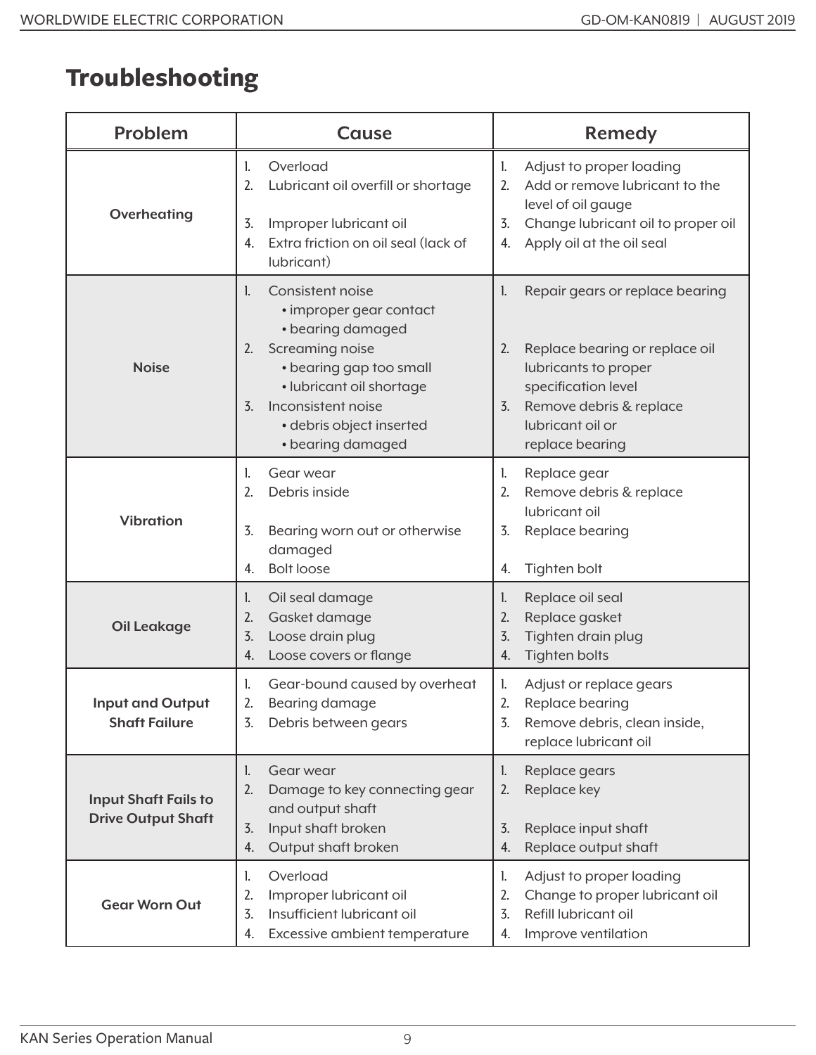# Troubleshooting

| Problem | Cause | Remedy |
|---|---|---|
| **Overheating** | 1. Overload<br>2. Lubricant oil overfill or shortage<br>3. Improper lubricant oil<br>4. Extra friction on oil seal (lack of lubricant) | 1. Adjust to proper loading<br>2. Add or remove lubricant to the level of oil gauge<br>3. Change lubricant oil to proper oil<br>4. Apply oil at the oil seal |
| **Noise** | 1. Consistent noise<br>• improper gear contact<br>• bearing damaged<br>2. Screaming noise<br>• bearing gap too small<br>• lubricant oil shortage<br>3. Inconsistent noise<br>• debris object inserted<br>• bearing damaged | 1. Repair gears or replace bearing<br>2. Replace bearing or replace oil lubricants to proper specification level<br>3. Remove debris & replace lubricant oil or replace bearing |
| **Vibration** | 1. Gear wear<br>2. Debris inside<br>3. Bearing worn out or otherwise damaged<br>4. Bolt loose | 1. Replace gear<br>2. Remove debris & replace lubricant oil<br>3. Replace bearing<br>4. Tighten bolt |
| **Oil Leakage** | 1. Oil seal damage<br>2. Gasket damage<br>3. Loose drain plug<br>4. Loose covers or flange | 1. Replace oil seal<br>2. Replace gasket<br>3. Tighten drain plug<br>4. Tighten bolts |
| **Input and Output Shaft Failure** | 1. Gear-bound caused by overheat<br>2. Bearing damage<br>3. Debris between gears | 1. Adjust or replace gears<br>2. Replace bearing<br>3. Remove debris, clean inside, replace lubricant oil |
| **Input Shaft Fails to Drive Output Shaft** | 1. Gear wear<br>2. Damage to key connecting gear and output shaft<br>3. Input shaft broken<br>4. Output shaft broken | 1. Replace gears<br>2. Replace key<br>3. Replace input shaft<br>4. Replace output shaft |
| **Gear Worn Out** | 1. Overload<br>2. Improper lubricant oil<br>3. Insufficient lubricant oil<br>4. Excessive ambient temperature | 1. Adjust to proper loading<br>2. Change to proper lubricant oil<br>3. Refill lubricant oil<br>4. Improve ventilation |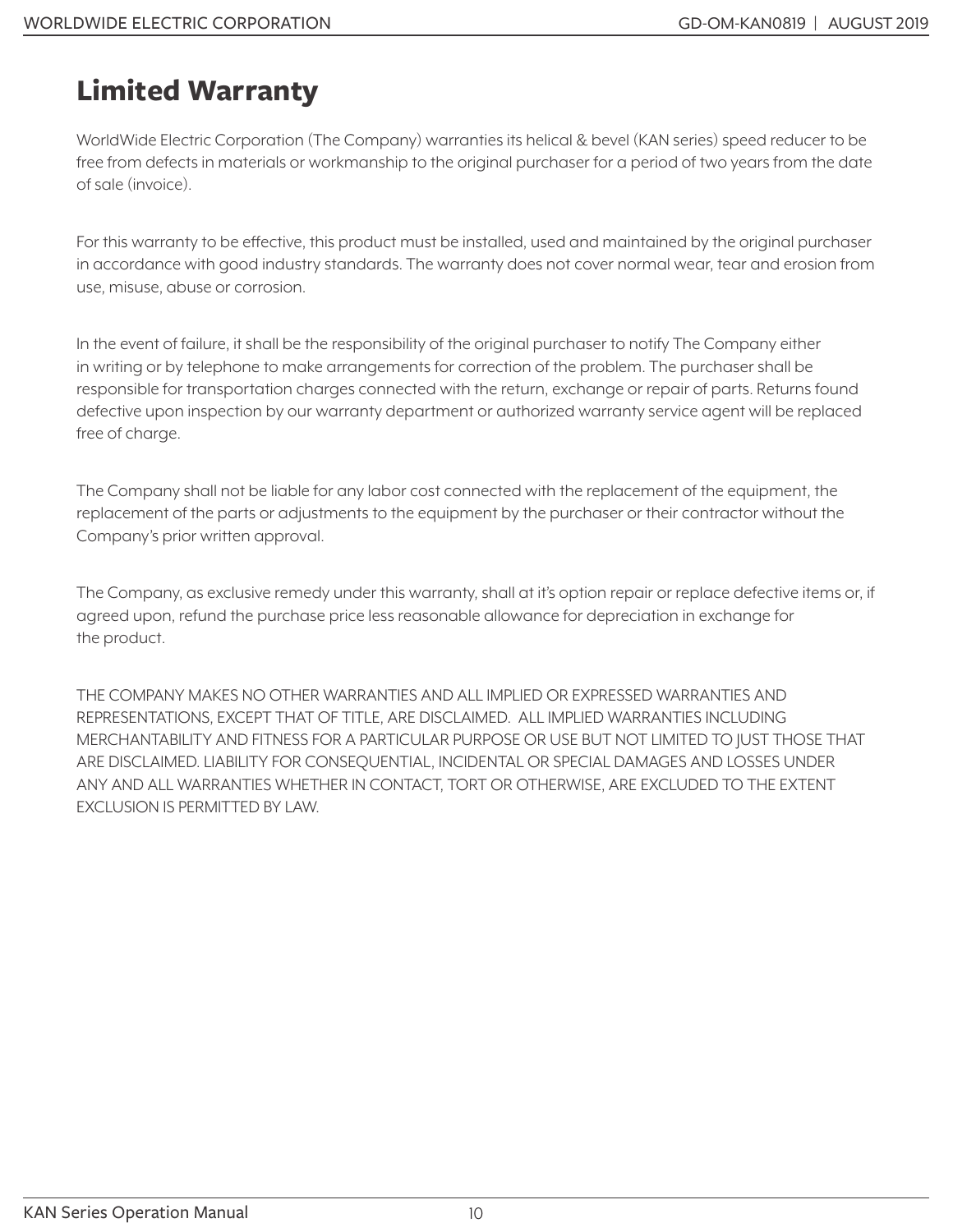# Limited Warranty

WorldWide Electric Corporation (The Company) warranties its helical & bevel (KAN series) speed reducer to be free from defects in materials or workmanship to the original purchaser for a period of two years from the date of sale (invoice).

For this warranty to be effective, this product must be installed, used and maintained by the original purchaser in accordance with good industry standards. The warranty does not cover normal wear, tear and erosion from use, misuse, abuse or corrosion.

In the event of failure, it shall be the responsibility of the original purchaser to notify The Company either in writing or by telephone to make arrangements for correction of the problem. The purchaser shall be responsible for transportation charges connected with the return, exchange or repair of parts. Returns found defective upon inspection by our warranty department or authorized warranty service agent will be replaced free of charge.

The Company shall not be liable for any labor cost connected with the replacement of the equipment, the replacement of the parts or adjustments to the equipment by the purchaser or their contractor without the Company's prior written approval.

The Company, as exclusive remedy under this warranty, shall at it's option repair or replace defective items or, if agreed upon, refund the purchase price less reasonable allowance for depreciation in exchange for the product.

THE COMPANY MAKES NO OTHER WARRANTIES AND ALL IMPLIED OR EXPRESSED WARRANTIES AND REPRESENTATIONS, EXCEPT THAT OF TITLE, ARE DISCLAIMED. ALL IMPLIED WARRANTIES INCLUDING MERCHANTABILITY AND FITNESS FOR A PARTICULAR PURPOSE OR USE BUT NOT LIMITED TO JUST THOSE THAT ARE DISCLAIMED. LIABILITY FOR CONSEQUENTIAL, INCIDENTAL OR SPECIAL DAMAGES AND LOSSES UNDER ANY AND ALL WARRANTIES WHETHER IN CONTACT, TORT OR OTHERWISE, ARE EXCLUDED TO THE EXTENT EXCLUSION IS PERMITTED BY LAW.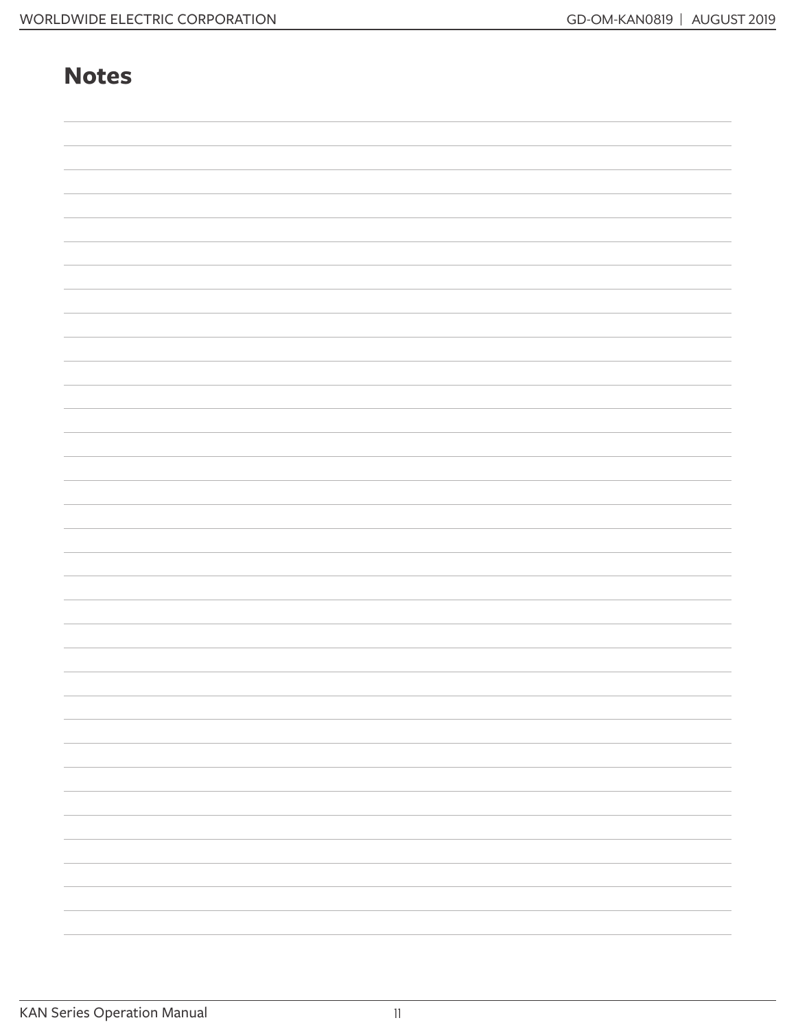## Notes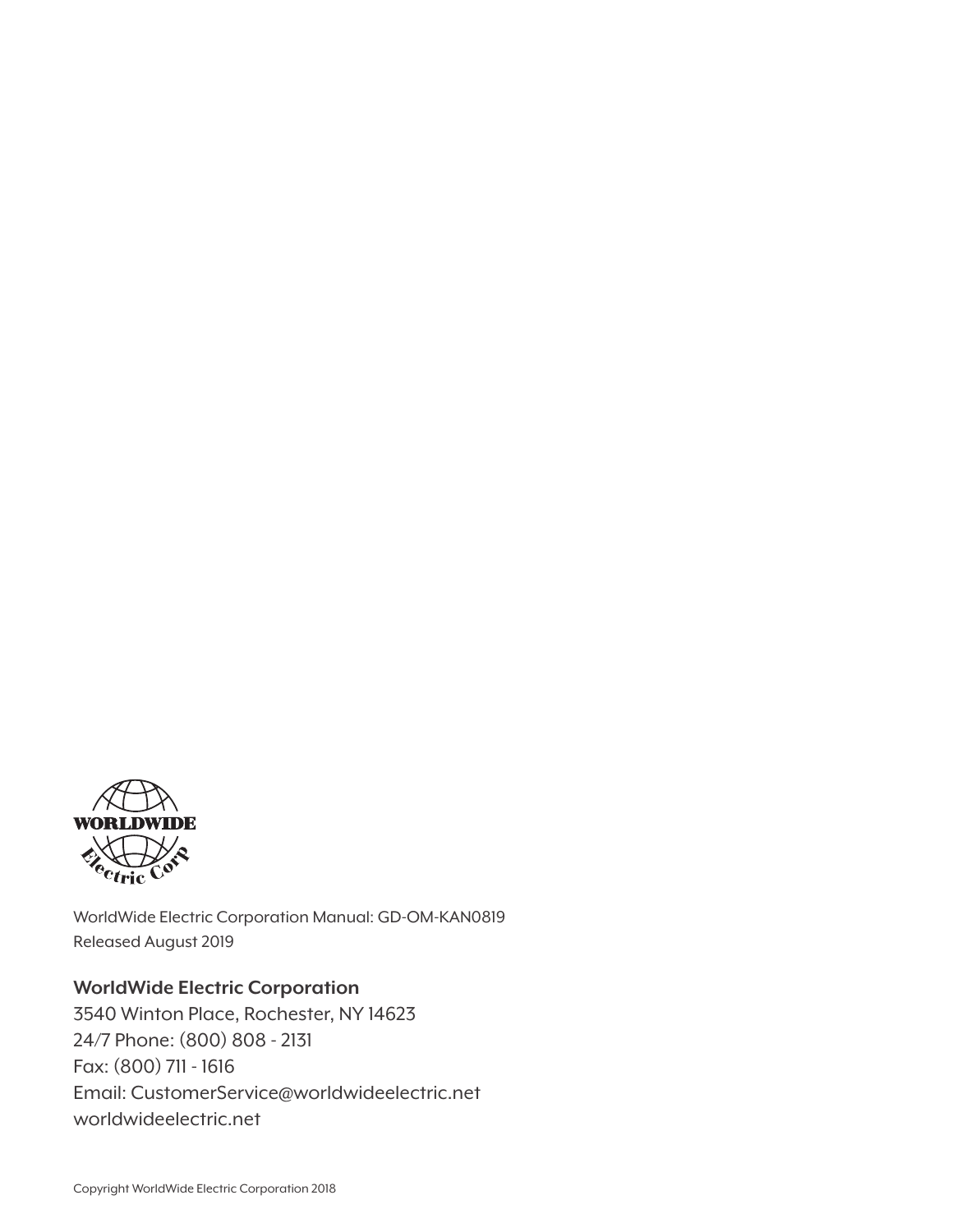WorldWide Electric Corporation Manual: GD-OM-KAN0819
Released August 2019

**WorldWide Electric Corporation**
3540 Winton Place, Rochester, NY 14623
24/7 Phone: (800) 808 - 2131
Fax: (800) 711 - 1616
Email: CustomerService@worldwideelectric.net
worldwideelectric.net

Copyright WorldWide Electric Corporation 2018